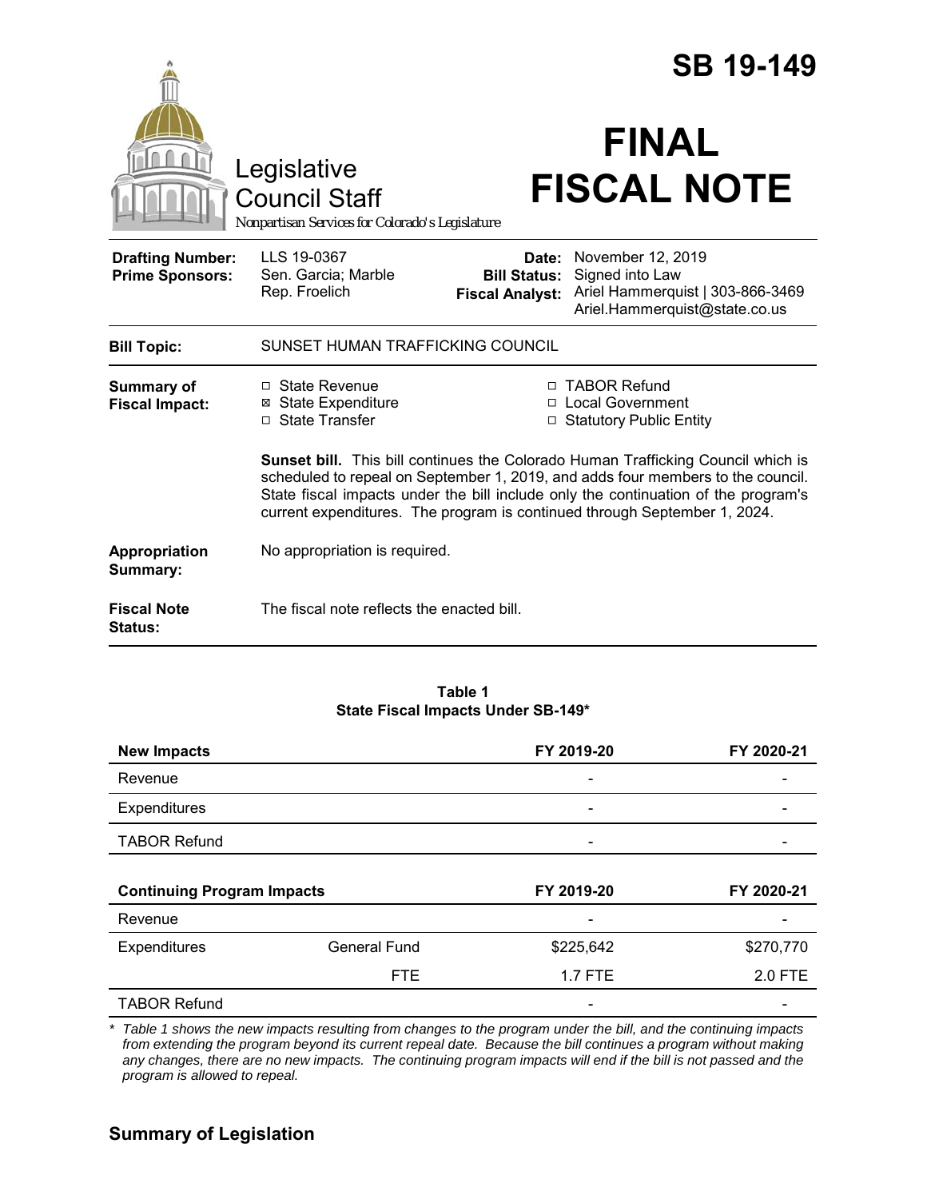# SB 19-149

Legislative Council Staff
*Nonpartisan Services for Colorado's Legislature*

# FINAL FISCAL NOTE

| | | | |
|---|---|---|---|
| **Drafting Number:** | LLS 19-0367 | **Date:** | November 12, 2019 |
| **Prime Sponsors:** | Sen. Garcia; Marble<br>Rep. Froelich | **Bill Status:** | Signed into Law |
| | | **Fiscal Analyst:** | Ariel Hammerquist \| 303-866-3469<br>Ariel.Hammerquist@state.co.us |

**Bill Topic:** SUNSET HUMAN TRAFFICKING COUNCIL

**Summary of Fiscal Impact:**

- ☐ State Revenue
- ☒ State Expenditure
- ☐ State Transfer
- ☐ TABOR Refund
- ☐ Local Government
- ☐ Statutory Public Entity

**Sunset bill.** This bill continues the Colorado Human Trafficking Council which is scheduled to repeal on September 1, 2019, and adds four members to the council. State fiscal impacts under the bill include only the continuation of the program's current expenditures. The program is continued through September 1, 2024.

**Appropriation Summary:** No appropriation is required.

**Fiscal Note Status:** The fiscal note reflects the enacted bill.

**Table 1**
**State Fiscal Impacts Under SB-149***

| **New Impacts** | | **FY 2019-20** | **FY 2020-21** |
|---|---|---|---|
| Revenue | | - | - |
| Expenditures | | - | - |
| TABOR Refund | | - | - |
| **Continuing Program Impacts** | | **FY 2019-20** | **FY 2020-21** |
| Revenue | | - | - |
| Expenditures | General Fund | $225,642 | $270,770 |
| | FTE | 1.7 FTE | 2.0 FTE |
| TABOR Refund | | - | - |

*\* Table 1 shows the new impacts resulting from changes to the program under the bill, and the continuing impacts from extending the program beyond its current repeal date. Because the bill continues a program without making any changes, there are no new impacts. The continuing program impacts will end if the bill is not passed and the program is allowed to repeal.*

## Summary of Legislation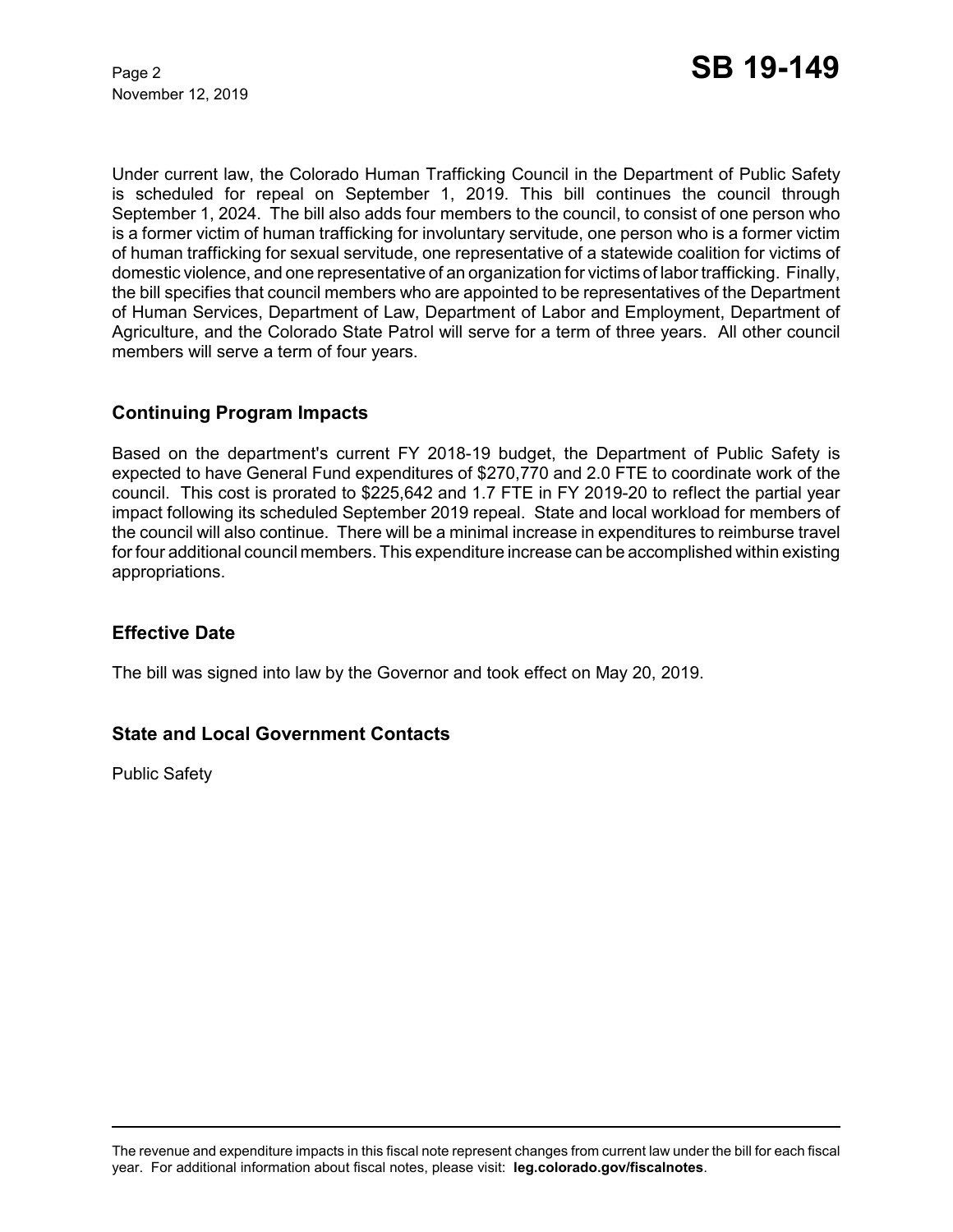Under current law, the Colorado Human Trafficking Council in the Department of Public Safety is scheduled for repeal on September 1, 2019. This bill continues the council through September 1, 2024. The bill also adds four members to the council, to consist of one person who is a former victim of human trafficking for involuntary servitude, one person who is a former victim of human trafficking for sexual servitude, one representative of a statewide coalition for victims of domestic violence, and one representative of an organization for victims of labor trafficking. Finally, the bill specifies that council members who are appointed to be representatives of the Department of Human Services, Department of Law, Department of Labor and Employment, Department of Agriculture, and the Colorado State Patrol will serve for a term of three years. All other council members will serve a term of four years.

## Continuing Program Impacts

Based on the department's current FY 2018-19 budget, the Department of Public Safety is expected to have General Fund expenditures of $270,770 and 2.0 FTE to coordinate work of the council. This cost is prorated to $225,642 and 1.7 FTE in FY 2019-20 to reflect the partial year impact following its scheduled September 2019 repeal. State and local workload for members of the council will also continue. There will be a minimal increase in expenditures to reimburse travel for four additional council members. This expenditure increase can be accomplished within existing appropriations.

## Effective Date

The bill was signed into law by the Governor and took effect on May 20, 2019.

## State and Local Government Contacts

Public Safety

The revenue and expenditure impacts in this fiscal note represent changes from current law under the bill for each fiscal year. For additional information about fiscal notes, please visit: **leg.colorado.gov/fiscalnotes**.